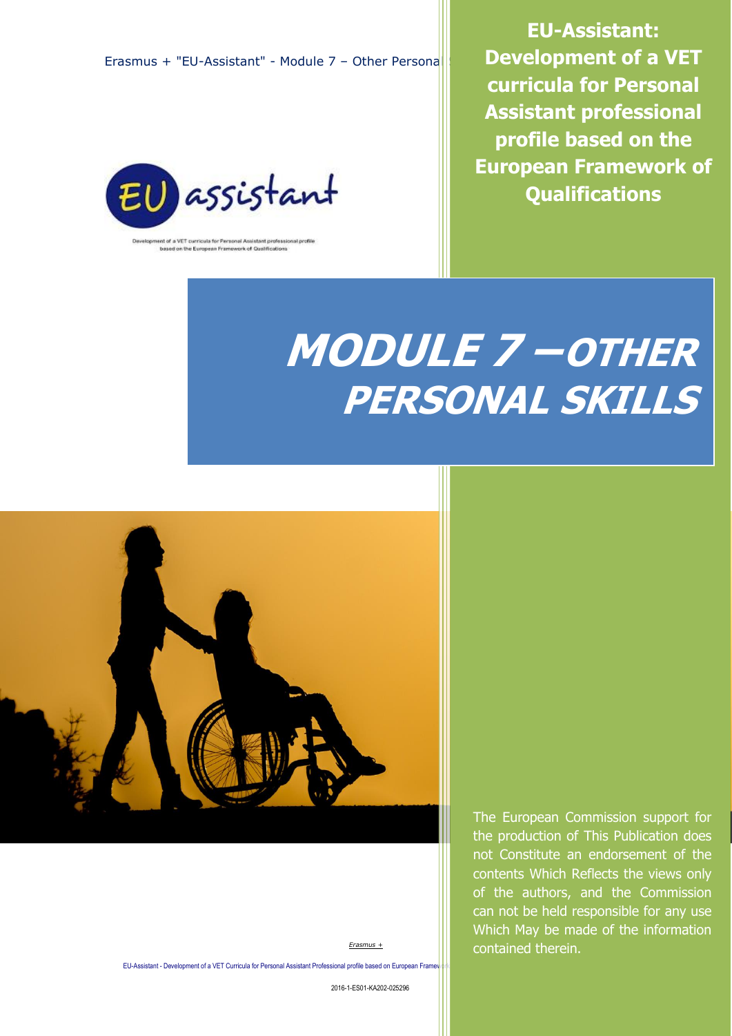Erasmus + "EU-Assistant" - Module 7 – Other Personal Skills

**EU-Assistant: Development of a VET curricula for Personal Assistant professional profile based on the European Framework of Qualifications**

Development of a VET curricula for Personal Assistant professional profile based on the European Framework of Qualifications

# MODULE 7 – OTHER PERSONAL SKILLS

The European Commission support for the production of This Publication does not Constitute an endorsement of the contents Which Reflects the views only of the authors, and the Commission can not be held responsible for any use Which May be made of the information contained therein.

*Erasmus +*

EU-Assistant - Development of a VET Curricula for Personal Assistant Professional profile based on European Framework

2016-1-ES01-KA202-025296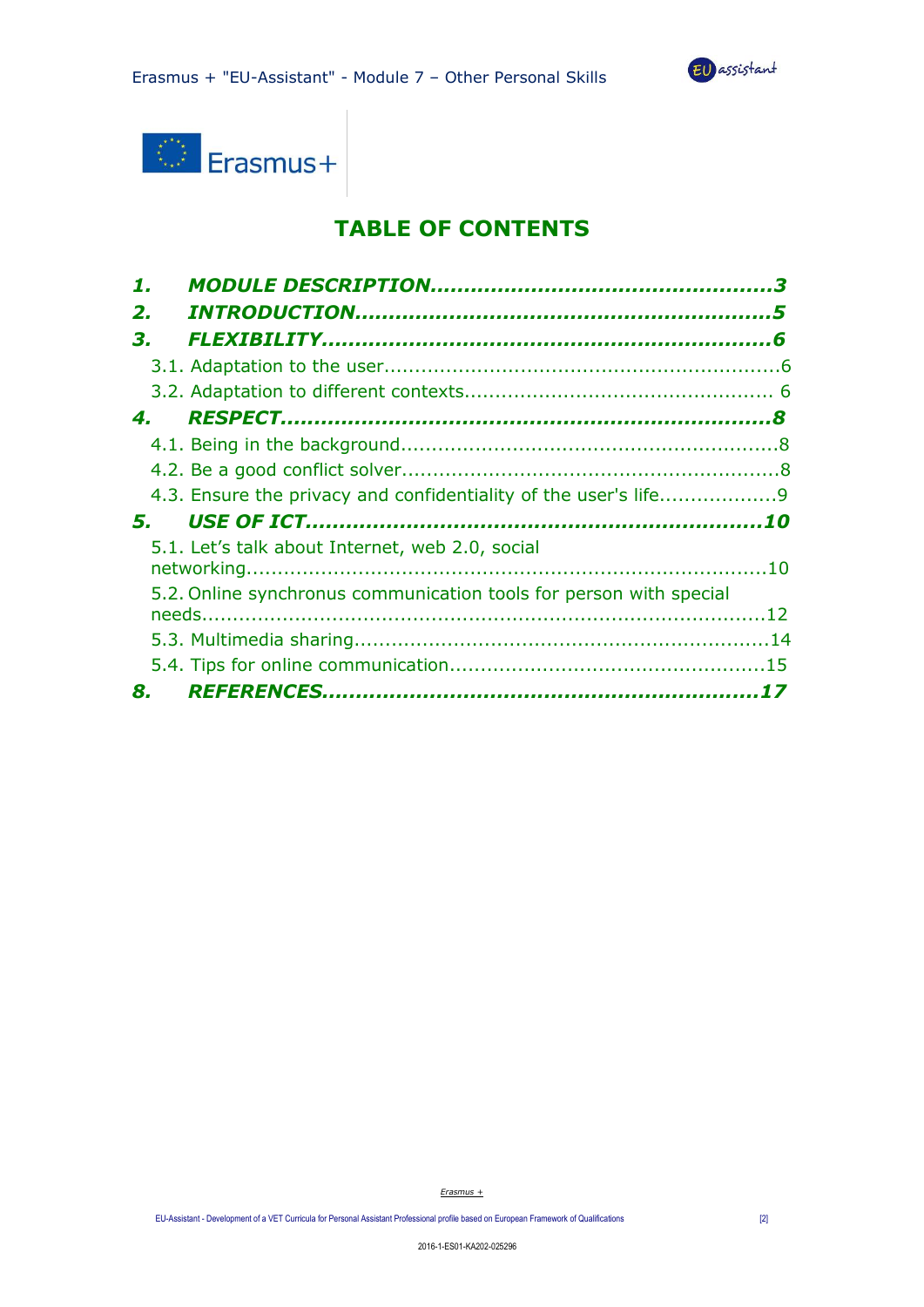# TABLE OF CONTENTS

**1. MODULE DESCRIPTION**......................................................3

**2. INTRODUCTION**..............................................................5

**3. FLEXIBILITY**..................................................................6

3.1. Adaptation to the user.........................................................6

3.2. Adaptation to different contexts.............................................6

**4. RESPECT**.........................................................................8

4.1. Being in the background......................................................8

4.2. Be a good conflict solver......................................................8

4.3. Ensure the privacy and confidentiality of the user's life..................9

**5. USE OF ICT**....................................................................10

5.1. Let's talk about Internet, web 2.0, social networking........................10

5.2. Online synchronus communication tools for person with special needs.........12

5.3. Multimedia sharing............................................................14

5.4. Tips for online communication..............................................15

**8. REFERENCES**..................................................................17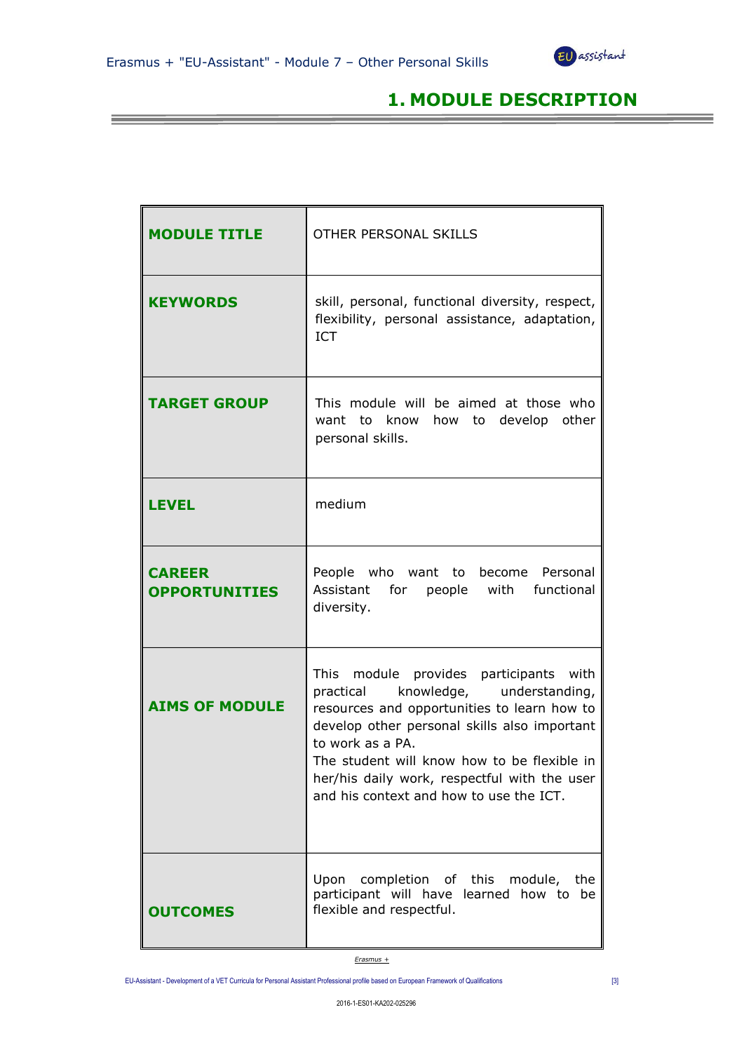# 1. MODULE DESCRIPTION

| | |
|---|---|
| **MODULE TITLE** | OTHER PERSONAL SKILLS |
| **KEYWORDS** | skill, personal, functional diversity, respect, flexibility, personal assistance, adaptation, ICT |
| **TARGET GROUP** | This module will be aimed at those who want to know how to develop other personal skills. |
| **LEVEL** | medium |
| **CAREER OPPORTUNITIES** | People who want to become Personal Assistant for people with functional diversity. |
| **AIMS OF MODULE** | This module provides participants with practical knowledge, understanding, resources and opportunities to learn how to develop other personal skills also important to work as a PA.<br>The student will know how to be flexible in her/his daily work, respectful with the user and his context and how to use the ICT. |
| **OUTCOMES** | Upon completion of this module, the participant will have learned how to be flexible and respectful. |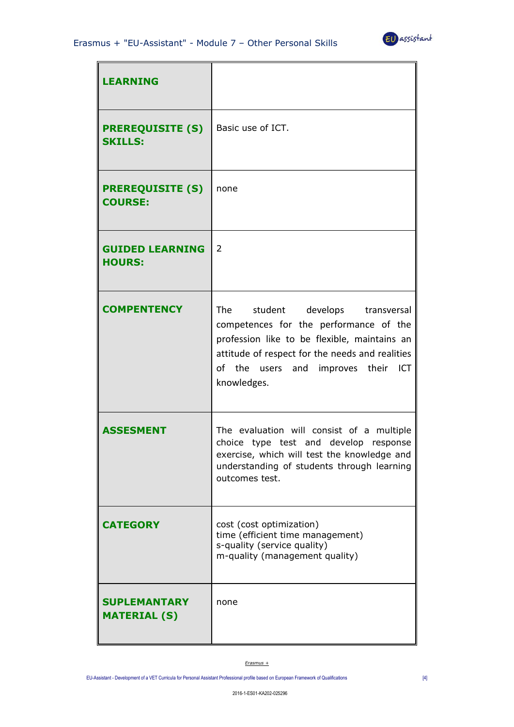| | |
|---|---|
| **LEARNING** | |
| **PREREQUISITE (S) SKILLS:** | Basic use of ICT. |
| **PREREQUISITE (S) COURSE:** | none |
| **GUIDED LEARNING HOURS:** | 2 |
| **COMPENTENCY** | The student develops transversal competences for the performance of the profession like to be flexible, maintains an attitude of respect for the needs and realities of the users and improves their ICT knowledges. |
| **ASSESMENT** | The evaluation will consist of a multiple choice type test and develop response exercise, which will test the knowledge and understanding of students through learning outcomes test. |
| **CATEGORY** | cost (cost optimization)<br>time (efficient time management)<br>s-quality (service quality)<br>m-quality (management quality) |
| **SUPLEMANTARY MATERIAL (S)** | none |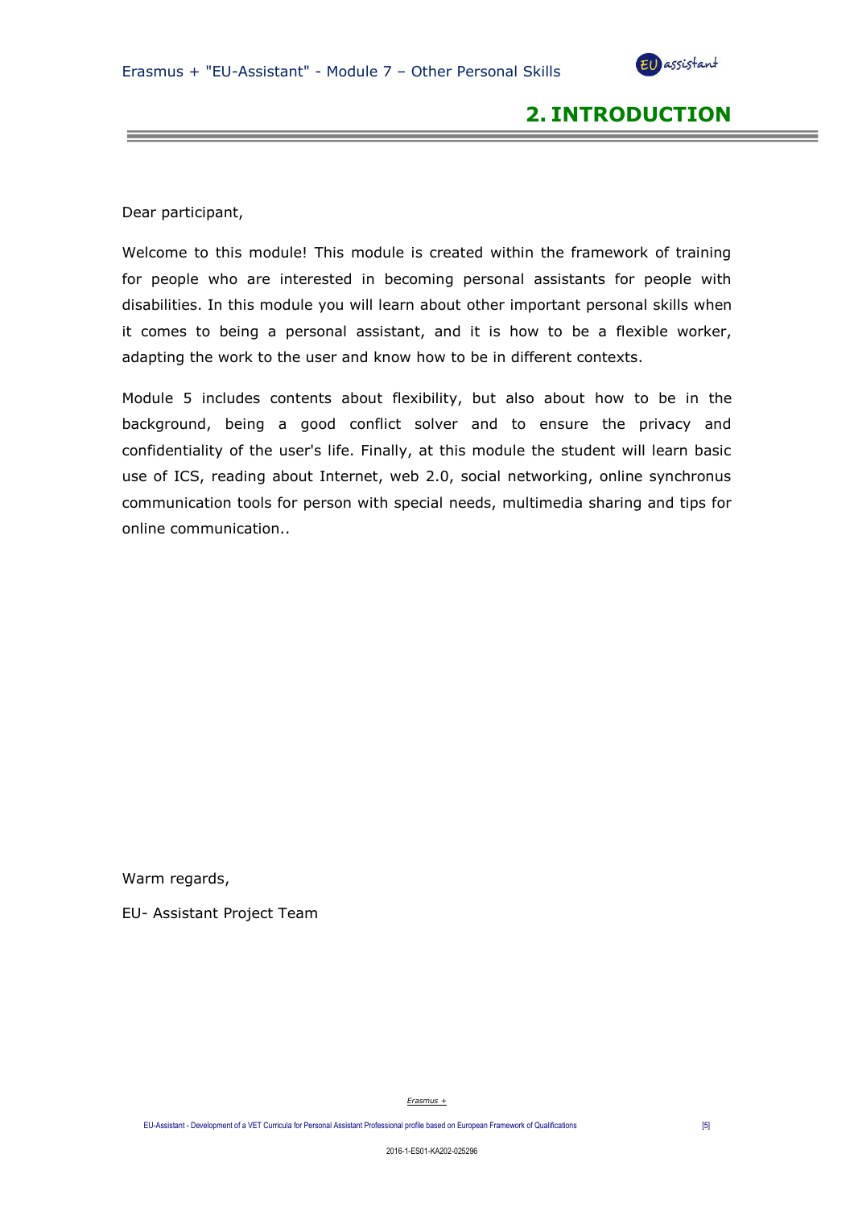# 2. INTRODUCTION

Dear participant,

Welcome to this module! This module is created within the framework of training for people who are interested in becoming personal assistants for people with disabilities. In this module you will learn about other important personal skills when it comes to being a personal assistant, and it is how to be a flexible worker, adapting the work to the user and know how to be in different contexts.

Module 5 includes contents about flexibility, but also about how to be in the background, being a good conflict solver and to ensure the privacy and confidentiality of the user's life. Finally, at this module the student will learn basic use of ICS, reading about Internet, web 2.0, social networking, online synchronus communication tools for person with special needs, multimedia sharing and tips for online communication..

Warm regards,

EU- Assistant Project Team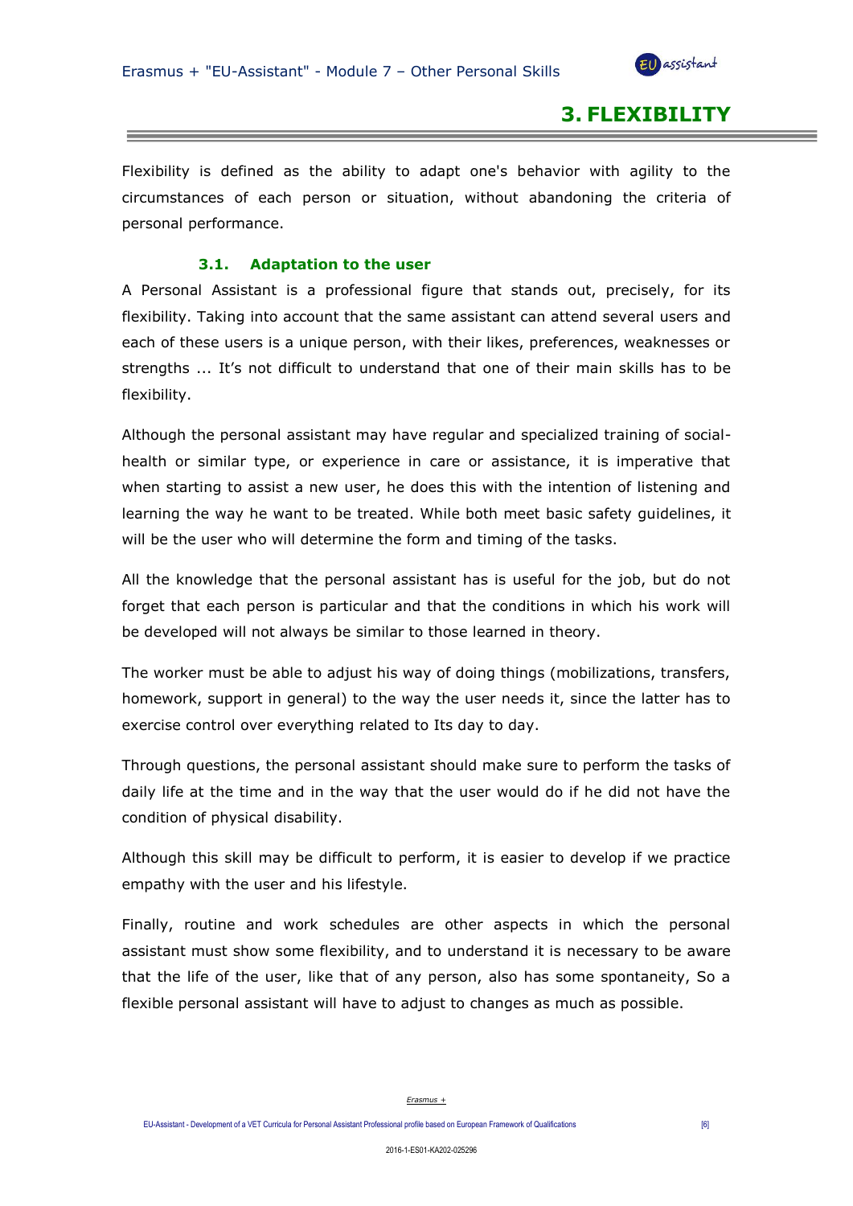# 3. FLEXIBILITY

Flexibility is defined as the ability to adapt one's behavior with agility to the circumstances of each person or situation, without abandoning the criteria of personal performance.

## 3.1. Adaptation to the user

A Personal Assistant is a professional figure that stands out, precisely, for its flexibility. Taking into account that the same assistant can attend several users and each of these users is a unique person, with their likes, preferences, weaknesses or strengths ... It's not difficult to understand that one of their main skills has to be flexibility.

Although the personal assistant may have regular and specialized training of social-health or similar type, or experience in care or assistance, it is imperative that when starting to assist a new user, he does this with the intention of listening and learning the way he want to be treated. While both meet basic safety guidelines, it will be the user who will determine the form and timing of the tasks.

All the knowledge that the personal assistant has is useful for the job, but do not forget that each person is particular and that the conditions in which his work will be developed will not always be similar to those learned in theory.

The worker must be able to adjust his way of doing things (mobilizations, transfers, homework, support in general) to the way the user needs it, since the latter has to exercise control over everything related to Its day to day.

Through questions, the personal assistant should make sure to perform the tasks of daily life at the time and in the way that the user would do if he did not have the condition of physical disability.

Although this skill may be difficult to perform, it is easier to develop if we practice empathy with the user and his lifestyle.

Finally, routine and work schedules are other aspects in which the personal assistant must show some flexibility, and to understand it is necessary to be aware that the life of the user, like that of any person, also has some spontaneity, So a flexible personal assistant will have to adjust to changes as much as possible.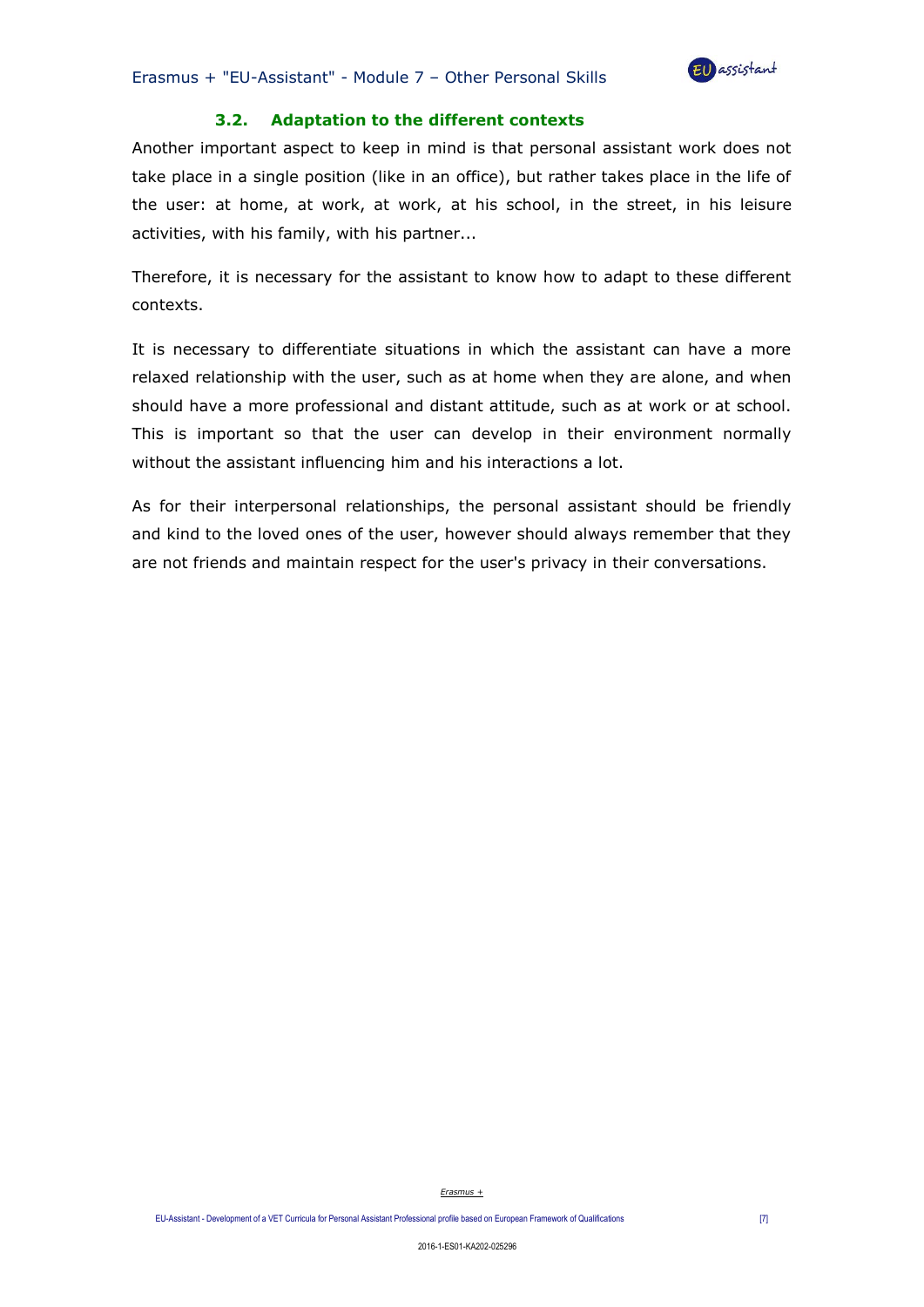### 3.2. Adaptation to the different contexts

Another important aspect to keep in mind is that personal assistant work does not take place in a single position (like in an office), but rather takes place in the life of the user: at home, at work, at work, at his school, in the street, in his leisure activities, with his family, with his partner...

Therefore, it is necessary for the assistant to know how to adapt to these different contexts.

It is necessary to differentiate situations in which the assistant can have a more relaxed relationship with the user, such as at home when they are alone, and when should have a more professional and distant attitude, such as at work or at school. This is important so that the user can develop in their environment normally without the assistant influencing him and his interactions a lot.

As for their interpersonal relationships, the personal assistant should be friendly and kind to the loved ones of the user, however should always remember that they are not friends and maintain respect for the user's privacy in their conversations.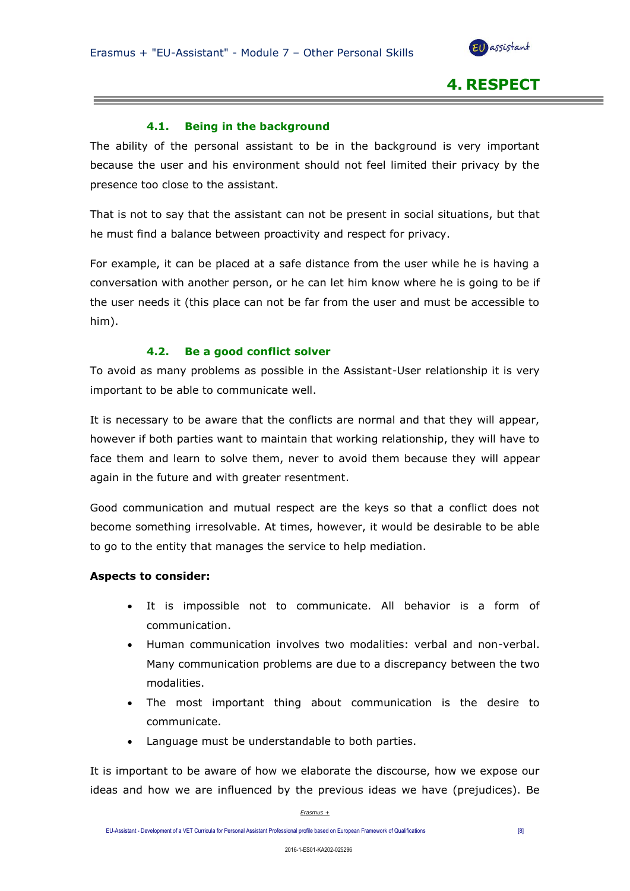# 4. RESPECT

### 4.1. Being in the background

The ability of the personal assistant to be in the background is very important because the user and his environment should not feel limited their privacy by the presence too close to the assistant.

That is not to say that the assistant can not be present in social situations, but that he must find a balance between proactivity and respect for privacy.

For example, it can be placed at a safe distance from the user while he is having a conversation with another person, or he can let him know where he is going to be if the user needs it (this place can not be far from the user and must be accessible to him).

### 4.2. Be a good conflict solver

To avoid as many problems as possible in the Assistant-User relationship it is very important to be able to communicate well.

It is necessary to be aware that the conflicts are normal and that they will appear, however if both parties want to maintain that working relationship, they will have to face them and learn to solve them, never to avoid them because they will appear again in the future and with greater resentment.

Good communication and mutual respect are the keys so that a conflict does not become something irresolvable. At times, however, it would be desirable to be able to go to the entity that manages the service to help mediation.

**Aspects to consider:**

- It is impossible not to communicate. All behavior is a form of communication.
- Human communication involves two modalities: verbal and non-verbal. Many communication problems are due to a discrepancy between the two modalities.
- The most important thing about communication is the desire to communicate.
- Language must be understandable to both parties.

It is important to be aware of how we elaborate the discourse, how we expose our ideas and how we are influenced by the previous ideas we have (prejudices). Be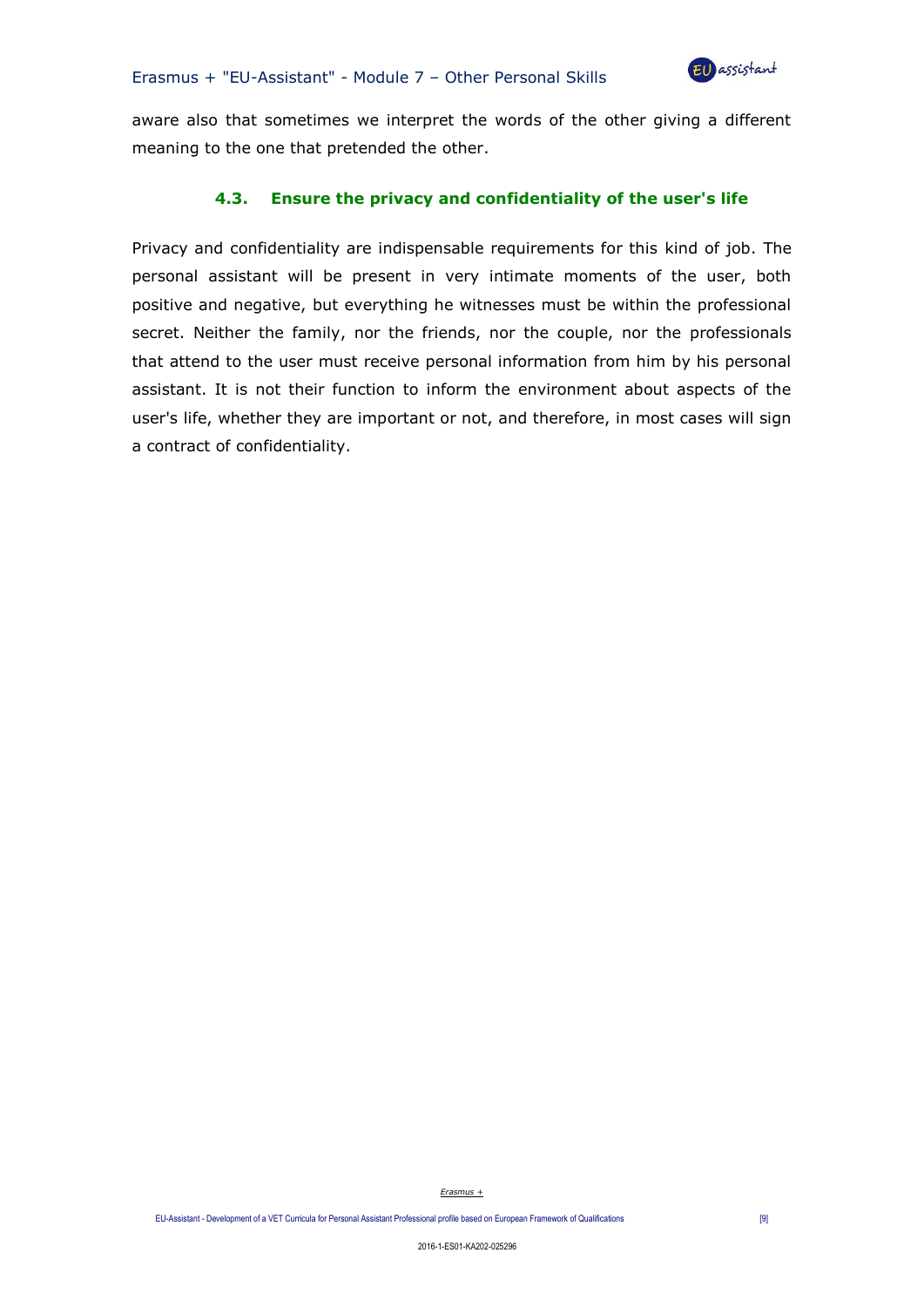aware also that sometimes we interpret the words of the other giving a different meaning to the one that pretended the other.

### 4.3. Ensure the privacy and confidentiality of the user's life

Privacy and confidentiality are indispensable requirements for this kind of job. The personal assistant will be present in very intimate moments of the user, both positive and negative, but everything he witnesses must be within the professional secret. Neither the family, nor the friends, nor the couple, nor the professionals that attend to the user must receive personal information from him by his personal assistant. It is not their function to inform the environment about aspects of the user's life, whether they are important or not, and therefore, in most cases will sign a contract of confidentiality.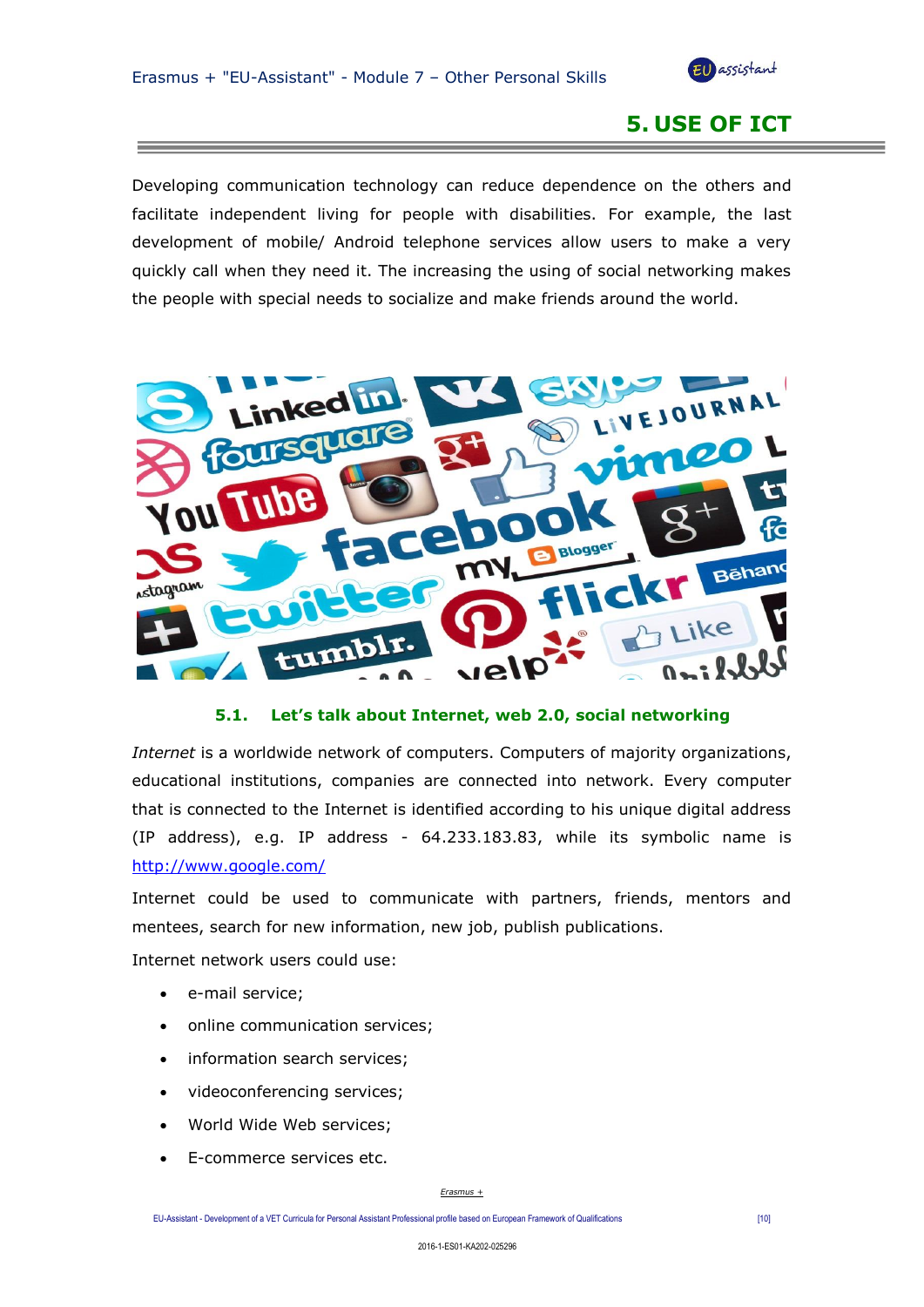# 5. USE OF ICT

Developing communication technology can reduce dependence on the others and facilitate independent living for people with disabilities. For example, the last development of mobile/ Android telephone services allow users to make a very quickly call when they need it. The increasing the using of social networking makes the people with special needs to socialize and make friends around the world.

## 5.1. Let's talk about Internet, web 2.0, social networking

*Internet* is a worldwide network of computers. Computers of majority organizations, educational institutions, companies are connected into network. Every computer that is connected to the Internet is identified according to his unique digital address (IP address), e.g. IP address - 64.233.183.83, while its symbolic name is http://www.google.com/

Internet could be used to communicate with partners, friends, mentors and mentees, search for new information, new job, publish publications.

Internet network users could use:

- e-mail service;
- online communication services;
- information search services;
- videoconferencing services;
- World Wide Web services;
- E-commerce services etc.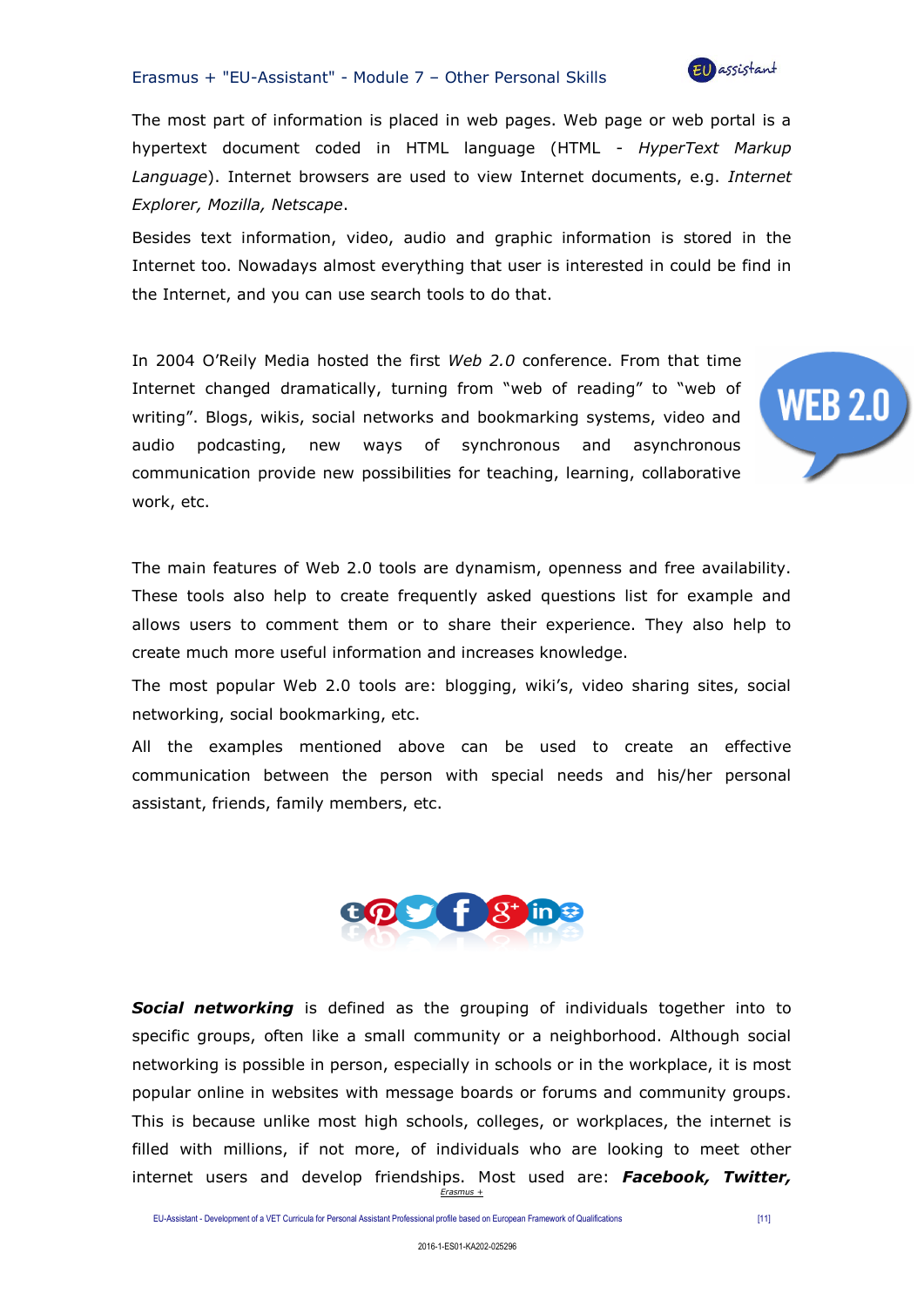The most part of information is placed in web pages. Web page or web portal is a hypertext document coded in HTML language (HTML - *HyperText Markup Language*). Internet browsers are used to view Internet documents, e.g. *Internet Explorer, Mozilla, Netscape*.

Besides text information, video, audio and graphic information is stored in the Internet too. Nowadays almost everything that user is interested in could be find in the Internet, and you can use search tools to do that.

In 2004 O'Reily Media hosted the first *Web 2.0* conference. From that time Internet changed dramatically, turning from "web of reading" to "web of writing". Blogs, wikis, social networks and bookmarking systems, video and audio podcasting, new ways of synchronous and asynchronous communication provide new possibilities for teaching, learning, collaborative work, etc.

The main features of Web 2.0 tools are dynamism, openness and free availability. These tools also help to create frequently asked questions list for example and allows users to comment them or to share their experience. They also help to create much more useful information and increases knowledge.

The most popular Web 2.0 tools are: blogging, wiki's, video sharing sites, social networking, social bookmarking, etc.

All the examples mentioned above can be used to create an effective communication between the person with special needs and his/her personal assistant, friends, family members, etc.

***Social networking*** is defined as the grouping of individuals together into to specific groups, often like a small community or a neighborhood. Although social networking is possible in person, especially in schools or in the workplace, it is most popular online in websites with message boards or forums and community groups. This is because unlike most high schools, colleges, or workplaces, the internet is filled with millions, if not more, of individuals who are looking to meet other internet users and develop friendships. Most used are: ***Facebook, Twitter,***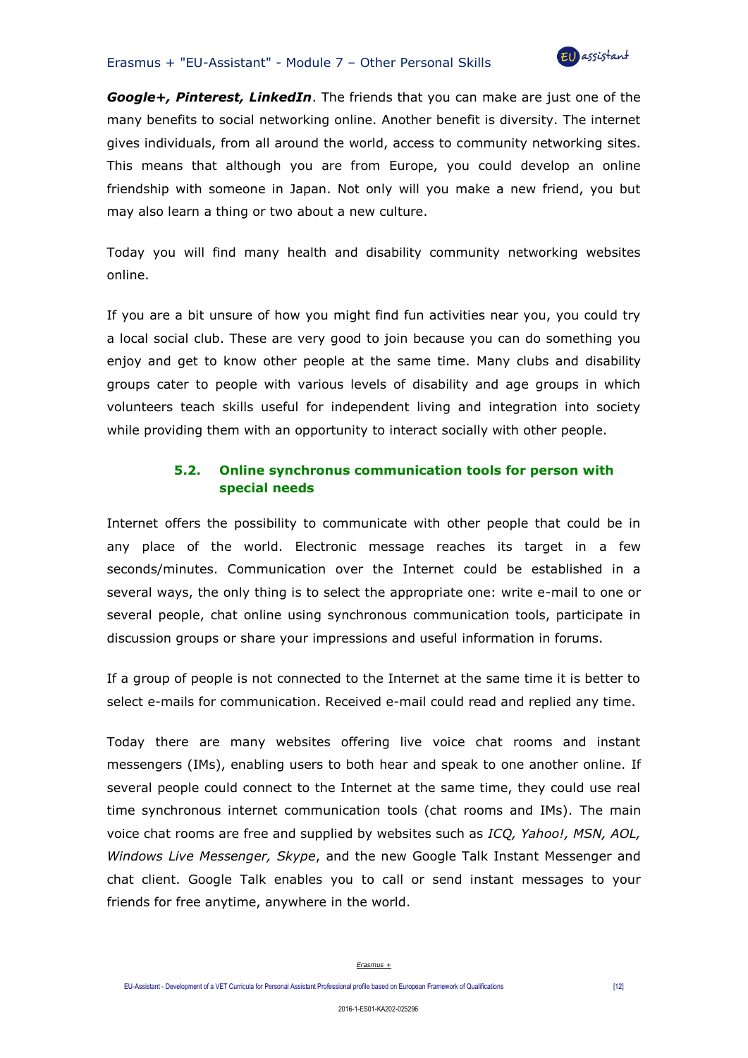***Google+, Pinterest, LinkedIn***. The friends that you can make are just one of the many benefits to social networking online. Another benefit is diversity. The internet gives individuals, from all around the world, access to community networking sites. This means that although you are from Europe, you could develop an online friendship with someone in Japan. Not only will you make a new friend, you but may also learn a thing or two about a new culture.

Today you will find many health and disability community networking websites online.

If you are a bit unsure of how you might find fun activities near you, you could try a local social club. These are very good to join because you can do something you enjoy and get to know other people at the same time. Many clubs and disability groups cater to people with various levels of disability and age groups in which volunteers teach skills useful for independent living and integration into society while providing them with an opportunity to interact socially with other people.

### 5.2. Online synchronus communication tools for person with special needs

Internet offers the possibility to communicate with other people that could be in any place of the world. Electronic message reaches its target in a few seconds/minutes. Communication over the Internet could be established in a several ways, the only thing is to select the appropriate one: write e-mail to one or several people, chat online using synchronous communication tools, participate in discussion groups or share your impressions and useful information in forums.

If a group of people is not connected to the Internet at the same time it is better to select e-mails for communication. Received e-mail could read and replied any time.

Today there are many websites offering live voice chat rooms and instant messengers (IMs), enabling users to both hear and speak to one another online. If several people could connect to the Internet at the same time, they could use real time synchronous internet communication tools (chat rooms and IMs). The main voice chat rooms are free and supplied by websites such as *ICQ, Yahoo!, MSN, AOL, Windows Live Messenger, Skype*, and the new Google Talk Instant Messenger and chat client. Google Talk enables you to call or send instant messages to your friends for free anytime, anywhere in the world.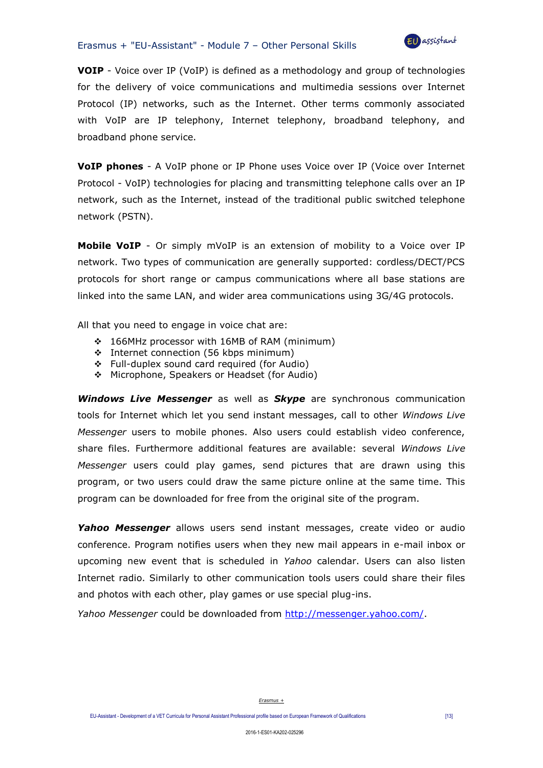**VOIP** - Voice over IP (VoIP) is defined as a methodology and group of technologies for the delivery of voice communications and multimedia sessions over Internet Protocol (IP) networks, such as the Internet. Other terms commonly associated with VoIP are IP telephony, Internet telephony, broadband telephony, and broadband phone service.

**VoIP phones** - A VoIP phone or IP Phone uses Voice over IP (Voice over Internet Protocol - VoIP) technologies for placing and transmitting telephone calls over an IP network, such as the Internet, instead of the traditional public switched telephone network (PSTN).

**Mobile VoIP** - Or simply mVoIP is an extension of mobility to a Voice over IP network. Two types of communication are generally supported: cordless/DECT/PCS protocols for short range or campus communications where all base stations are linked into the same LAN, and wider area communications using 3G/4G protocols.

All that you need to engage in voice chat are:

- 166MHz processor with 16MB of RAM (minimum)
- Internet connection (56 kbps minimum)
- Full-duplex sound card required (for Audio)
- Microphone, Speakers or Headset (for Audio)

***Windows Live Messenger*** as well as ***Skype*** are synchronous communication tools for Internet which let you send instant messages, call to other *Windows Live Messenger* users to mobile phones. Also users could establish video conference, share files. Furthermore additional features are available: several *Windows Live Messenger* users could play games, send pictures that are drawn using this program, or two users could draw the same picture online at the same time. This program can be downloaded for free from the original site of the program.

***Yahoo Messenger*** allows users send instant messages, create video or audio conference. Program notifies users when they new mail appears in e-mail inbox or upcoming new event that is scheduled in *Yahoo* calendar. Users can also listen Internet radio. Similarly to other communication tools users could share their files and photos with each other, play games or use special plug-ins.

*Yahoo Messenger* could be downloaded from http://messenger.yahoo.com/.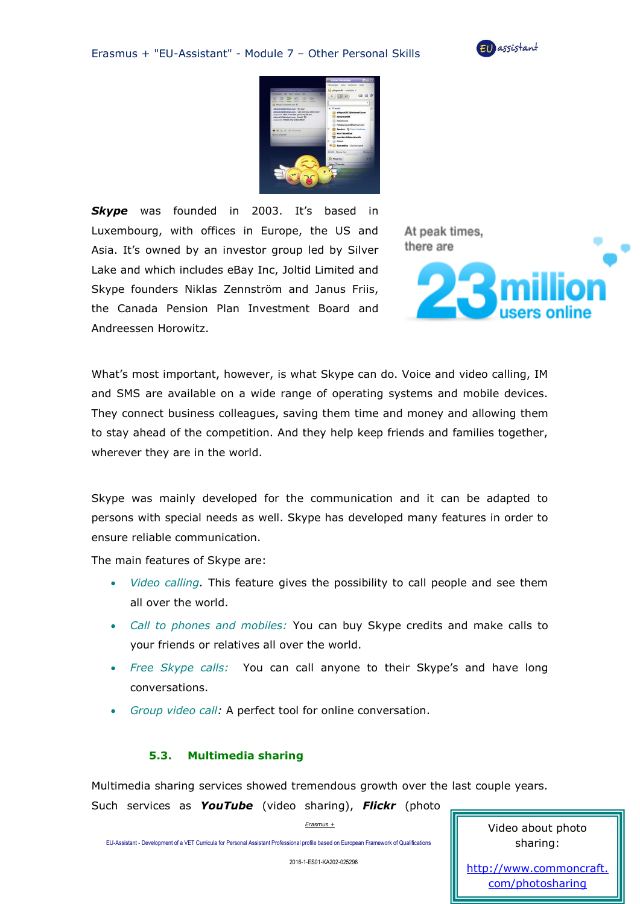***Skype*** was founded in 2003. It's based in Luxembourg, with offices in Europe, the US and Asia. It's owned by an investor group led by Silver Lake and which includes eBay Inc, Joltid Limited and Skype founders Niklas Zennström and Janus Friis, the Canada Pension Plan Investment Board and Andreessen Horowitz.

At peak times, there are 23 million users online

What's most important, however, is what Skype can do. Voice and video calling, IM and SMS are available on a wide range of operating systems and mobile devices. They connect business colleagues, saving them time and money and allowing them to stay ahead of the competition. And they help keep friends and families together, wherever they are in the world.

Skype was mainly developed for the communication and it can be adapted to persons with special needs as well. Skype has developed many features in order to ensure reliable communication.

The main features of Skype are:

- *Video calling*. This feature gives the possibility to call people and see them all over the world.
- *Call to phones and mobiles:* You can buy Skype credits and make calls to your friends or relatives all over the world.
- *Free Skype calls:* You can call anyone to their Skype's and have long conversations.
- *Group video call:* A perfect tool for online conversation.

### 5.3. Multimedia sharing

Multimedia sharing services showed tremendous growth over the last couple years. Such services as ***YouTube*** (video sharing), ***Flickr*** (photo

Video about photo sharing:

http://www.commoncraft.com/photosharing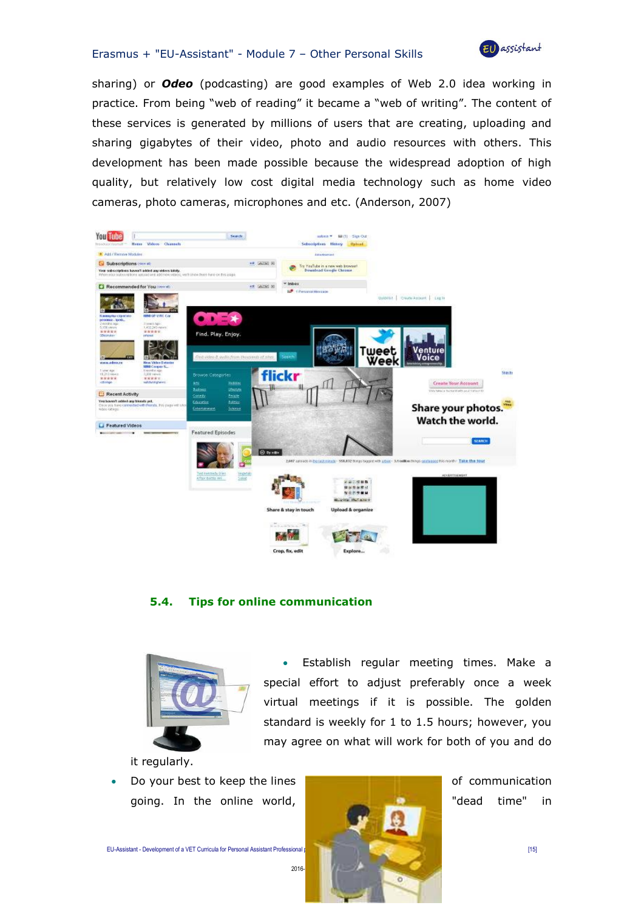sharing) or ***Odeo*** (podcasting) are good examples of Web 2.0 idea working in practice. From being "web of reading" it became a "web of writing". The content of these services is generated by millions of users that are creating, uploading and sharing gigabytes of their video, photo and audio resources with others. This development has been made possible because the widespread adoption of high quality, but relatively low cost digital media technology such as home video cameras, photo cameras, microphones and etc. (Anderson, 2007)

## 5.4. Tips for online communication

- Establish regular meeting times. Make a special effort to adjust preferably once a week virtual meetings if it is possible. The golden standard is weekly for 1 to 1.5 hours; however, you may agree on what will work for both of you and do it regularly.
- Do your best to keep the lines of communication going. In the online world, "dead time" in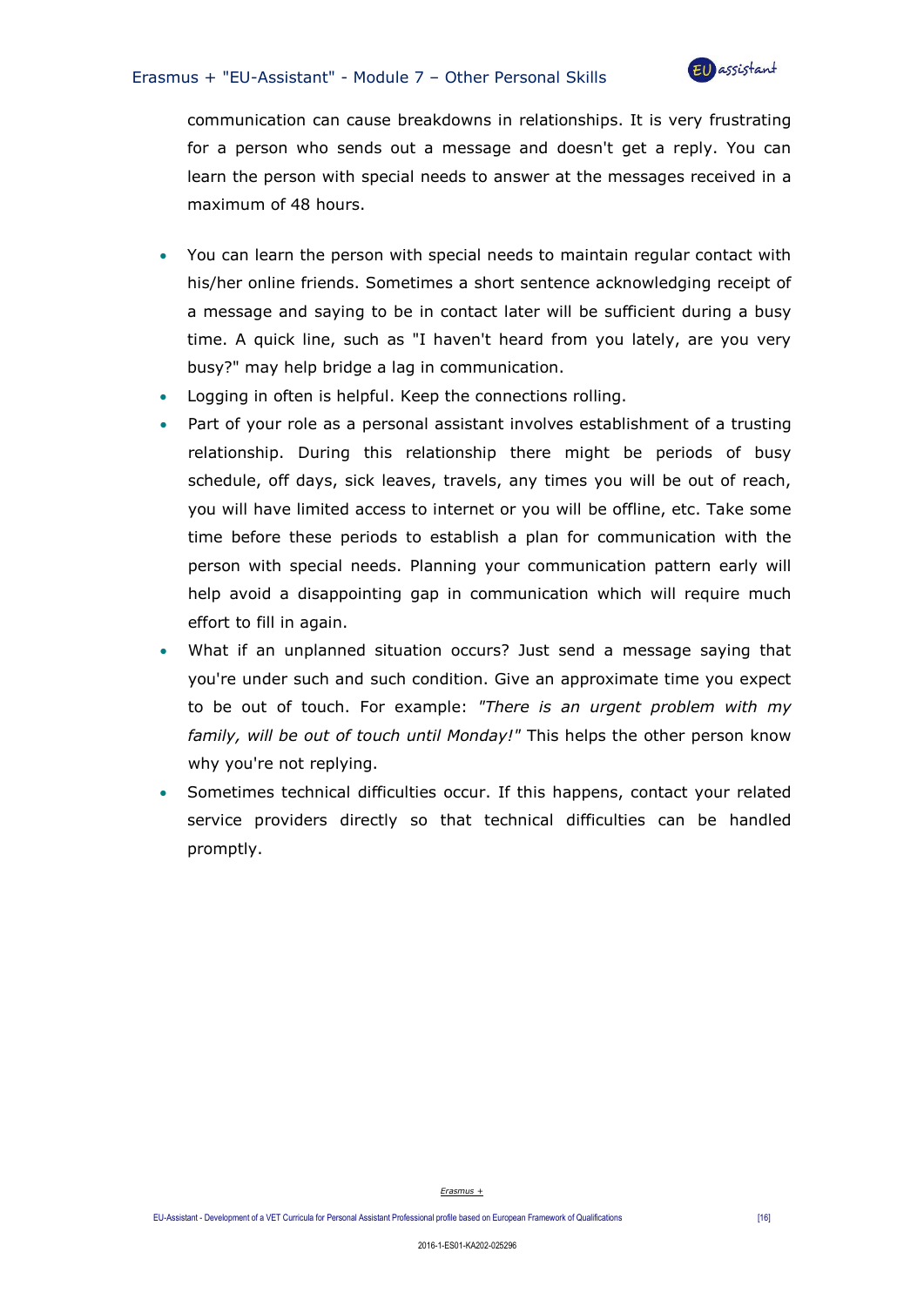communication can cause breakdowns in relationships. It is very frustrating for a person who sends out a message and doesn't get a reply. You can learn the person with special needs to answer at the messages received in a maximum of 48 hours.

- You can learn the person with special needs to maintain regular contact with his/her online friends. Sometimes a short sentence acknowledging receipt of a message and saying to be in contact later will be sufficient during a busy time. A quick line, such as "I haven't heard from you lately, are you very busy?" may help bridge a lag in communication.
- Logging in often is helpful. Keep the connections rolling.
- Part of your role as a personal assistant involves establishment of a trusting relationship. During this relationship there might be periods of busy schedule, off days, sick leaves, travels, any times you will be out of reach, you will have limited access to internet or you will be offline, etc. Take some time before these periods to establish a plan for communication with the person with special needs. Planning your communication pattern early will help avoid a disappointing gap in communication which will require much effort to fill in again.
- What if an unplanned situation occurs? Just send a message saying that you're under such and such condition. Give an approximate time you expect to be out of touch. For example: *"There is an urgent problem with my family, will be out of touch until Monday!"* This helps the other person know why you're not replying.
- Sometimes technical difficulties occur. If this happens, contact your related service providers directly so that technical difficulties can be handled promptly.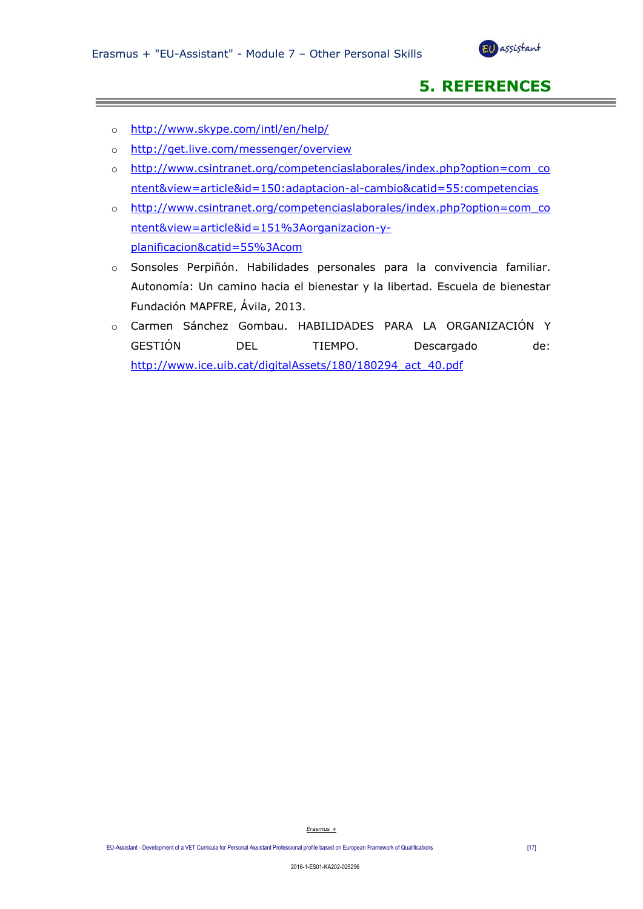## 5. REFERENCES

- http://www.skype.com/intl/en/help/
- http://get.live.com/messenger/overview
- http://www.csintranet.org/competenciaslaborales/index.php?option=com_content&view=article&id=150:adaptacion-al-cambio&catid=55:competencias
- http://www.csintranet.org/competenciaslaborales/index.php?option=com_content&view=article&id=151%3Aorganizacion-y-planificacion&catid=55%3Acom
- Sonsoles Perpiñón. Habilidades personales para la convivencia familiar. Autonomía: Un camino hacia el bienestar y la libertad. Escuela de bienestar Fundación MAPFRE, Ávila, 2013.
- Carmen Sánchez Gombau. HABILIDADES PARA LA ORGANIZACIÓN Y GESTIÓN DEL TIEMPO. Descargado de: http://www.ice.uib.cat/digitalAssets/180/180294_act_40.pdf